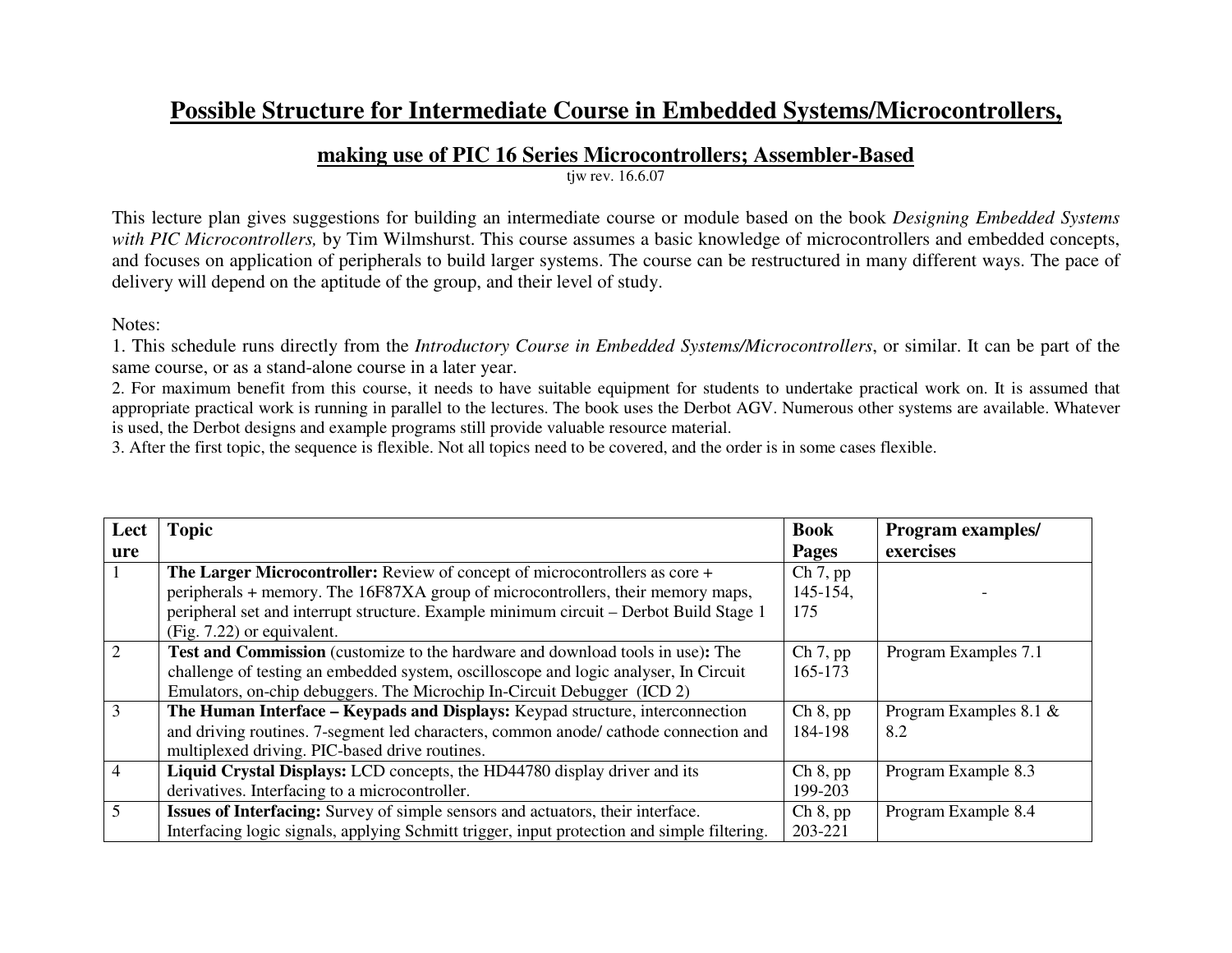# Possible Structure for Intermediate Course in Embedded Systems/Microcontrollers,

## making use of PIC 16 Series Microcontrollers; Assembler-Based

tjw rev. 16.6.07

This lecture plan gives suggestions for building an intermediate course or module based on the book *Designing Embedded Systems with PIC Microcontrollers,* by Tim Wilmshurst. This course assumes a basic knowledge of microcontrollers and embedded concepts, and focuses on application of peripherals to build larger systems. The course can be restructured in many different ways. The pace of delivery will depend on the aptitude of the group, and their level of study.

Notes:

1. This schedule runs directly from the *Introductory Course in Embedded Systems/Microcontrollers*, or similar. It can be part of the same course, or as a stand-alone course in a later year.
2. For maximum benefit from this course, it needs to have suitable equipment for students to undertake practical work on. It is assumed that appropriate practical work is running in parallel to the lectures. The book uses the Derbot AGV. Numerous other systems are available. Whatever is used, the Derbot designs and example programs still provide valuable resource material.
3. After the first topic, the sequence is flexible. Not all topics need to be covered, and the order is in some cases flexible.

| Lecture | Topic | Book Pages | Program examples/ exercises |
|---|---|---|---|
| 1 | **The Larger Microcontroller:** Review of concept of microcontrollers as core + peripherals + memory. The 16F87XA group of microcontrollers, their memory maps, peripheral set and interrupt structure. Example minimum circuit – Derbot Build Stage 1 (Fig. 7.22) or equivalent. | Ch 7, pp 145-154, 175 | - |
| 2 | **Test and Commission** (customize to the hardware and download tools in use)**:** The challenge of testing an embedded system, oscilloscope and logic analyser, In Circuit Emulators, on-chip debuggers. The Microchip In-Circuit Debugger (ICD 2) | Ch 7, pp 165-173 | Program Examples 7.1 |
| 3 | **The Human Interface – Keypads and Displays:** Keypad structure, interconnection and driving routines. 7-segment led characters, common anode/ cathode connection and multiplexed driving. PIC-based drive routines. | Ch 8, pp 184-198 | Program Examples 8.1 & 8.2 |
| 4 | **Liquid Crystal Displays:** LCD concepts, the HD44780 display driver and its derivatives. Interfacing to a microcontroller. | Ch 8, pp 199-203 | Program Example 8.3 |
| 5 | **Issues of Interfacing:** Survey of simple sensors and actuators, their interface. Interfacing logic signals, applying Schmitt trigger, input protection and simple filtering. | Ch 8, pp 203-221 | Program Example 8.4 |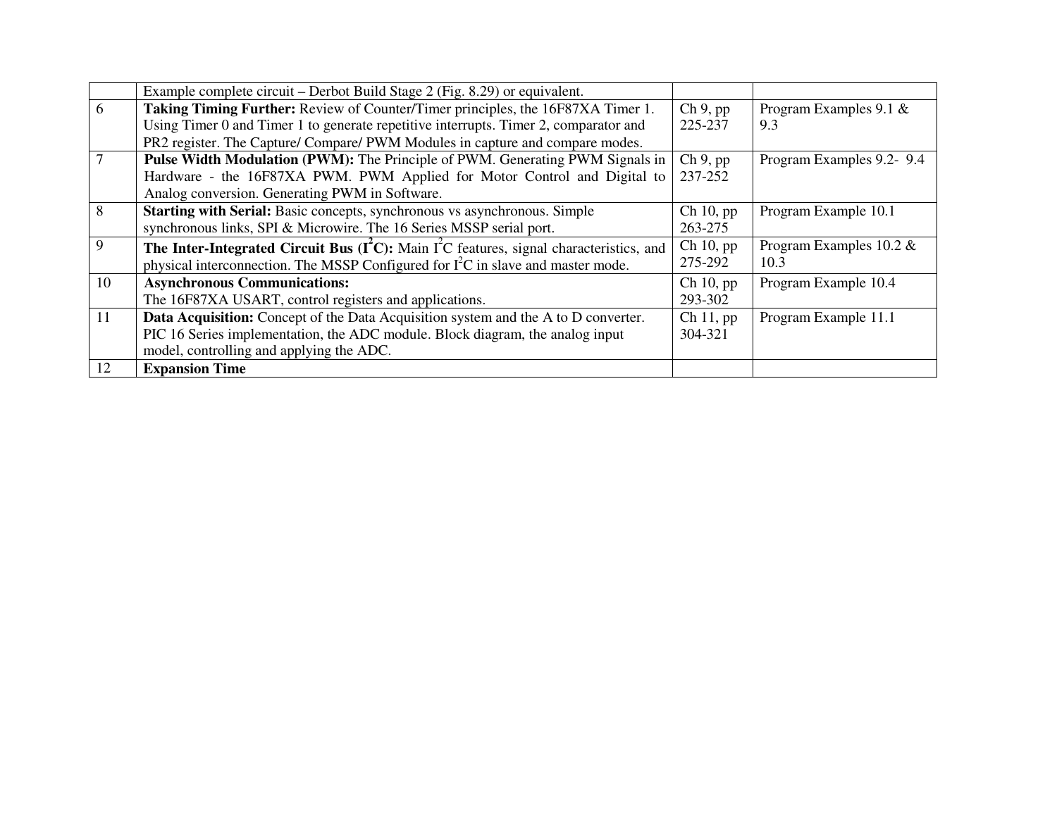| | | | |
|---|---|---|---|
| | Example complete circuit – Derbot Build Stage 2 (Fig. 8.29) or equivalent. | | |
| 6 | **Taking Timing Further:** Review of Counter/Timer principles, the 16F87XA Timer 1. Using Timer 0 and Timer 1 to generate repetitive interrupts. Timer 2, comparator and PR2 register. The Capture/ Compare/ PWM Modules in capture and compare modes. | Ch 9, pp 225-237 | Program Examples 9.1 & 9.3 |
| 7 | **Pulse Width Modulation (PWM):** The Principle of PWM. Generating PWM Signals in Hardware - the 16F87XA PWM. PWM Applied for Motor Control and Digital to Analog conversion. Generating PWM in Software. | Ch 9, pp 237-252 | Program Examples 9.2- 9.4 |
| 8 | **Starting with Serial:** Basic concepts, synchronous vs asynchronous. Simple synchronous links, SPI & Microwire. The 16 Series MSSP serial port. | Ch 10, pp 263-275 | Program Example 10.1 |
| 9 | **The Inter-Integrated Circuit Bus ($I^2C$):** Main $I^2C$ features, signal characteristics, and physical interconnection. The MSSP Configured for $I^2C$ in slave and master mode. | Ch 10, pp 275-292 | Program Examples 10.2 & 10.3 |
| 10 | **Asynchronous Communications:** The 16F87XA USART, control registers and applications. | Ch 10, pp 293-302 | Program Example 10.4 |
| 11 | **Data Acquisition:** Concept of the Data Acquisition system and the A to D converter. PIC 16 Series implementation, the ADC module. Block diagram, the analog input model, controlling and applying the ADC. | Ch 11, pp 304-321 | Program Example 11.1 |
| 12 | **Expansion Time** | | |